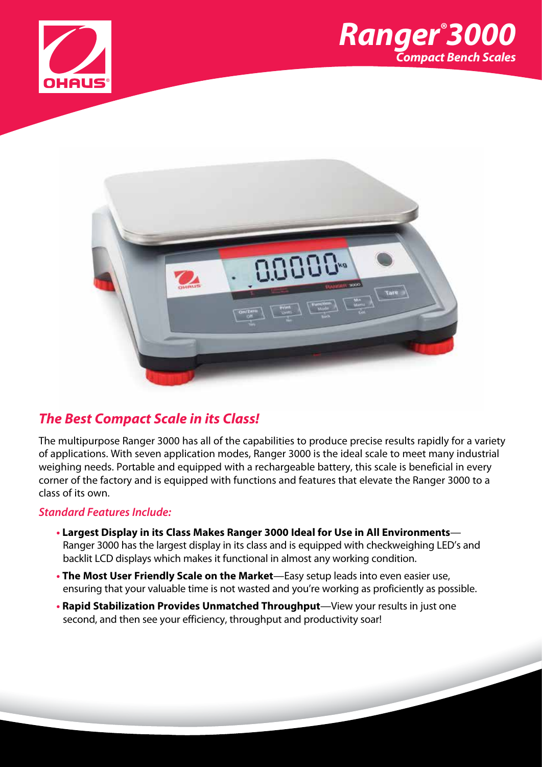# Ranger® 3000

## Compact Bench Scales

## *The Best Compact Scale in its Class!*

The multipurpose Ranger 3000 has all of the capabilities to produce precise results rapidly for a variety of applications. With seven application modes, Ranger 3000 is the ideal scale to meet many industrial weighing needs. Portable and equipped with a rechargeable battery, this scale is beneficial in every corner of the factory and is equipped with functions and features that elevate the Ranger 3000 to a class of its own.

### *Standard Features Include:*

- **Largest Display in its Class Makes Ranger 3000 Ideal for Use in All Environments**—Ranger 3000 has the largest display in its class and is equipped with checkweighing LED's and backlit LCD displays which makes it functional in almost any working condition.
- **The Most User Friendly Scale on the Market**—Easy setup leads into even easier use, ensuring that your valuable time is not wasted and you're working as proficiently as possible.
- **Rapid Stabilization Provides Unmatched Throughput**—View your results in just one second, and then see your efficiency, throughput and productivity soar!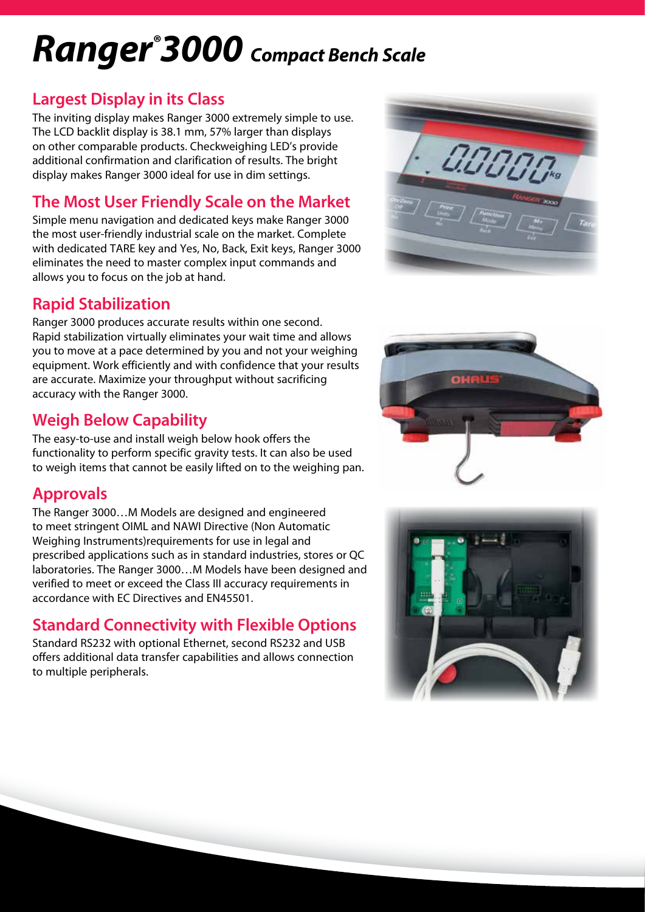# Ranger® 3000 *Compact Bench Scale*

## Largest Display in its Class

The inviting display makes Ranger 3000 extremely simple to use. The LCD backlit display is 38.1 mm, 57% larger than displays on other comparable products. Checkweighing LED's provide additional confirmation and clarification of results. The bright display makes Ranger 3000 ideal for use in dim settings.

## The Most User Friendly Scale on the Market

Simple menu navigation and dedicated keys make Ranger 3000 the most user-friendly industrial scale on the market. Complete with dedicated TARE key and Yes, No, Back, Exit keys, Ranger 3000 eliminates the need to master complex input commands and allows you to focus on the job at hand.

## Rapid Stabilization

Ranger 3000 produces accurate results within one second. Rapid stabilization virtually eliminates your wait time and allows you to move at a pace determined by you and not your weighing equipment. Work efficiently and with confidence that your results are accurate. Maximize your throughput without sacrificing accuracy with the Ranger 3000.

## Weigh Below Capability

The easy-to-use and install weigh below hook offers the functionality to perform specific gravity tests. It can also be used to weigh items that cannot be easily lifted on to the weighing pan.

## Approvals

The Ranger 3000…M Models are designed and engineered to meet stringent OIML and NAWI Directive (Non Automatic Weighing Instruments)requirements for use in legal and prescribed applications such as in standard industries, stores or QC laboratories. The Ranger 3000…M Models have been designed and verified to meet or exceed the Class III accuracy requirements in accordance with EC Directives and EN45501.

## Standard Connectivity with Flexible Options

Standard RS232 with optional Ethernet, second RS232 and USB offers additional data transfer capabilities and allows connection to multiple peripherals.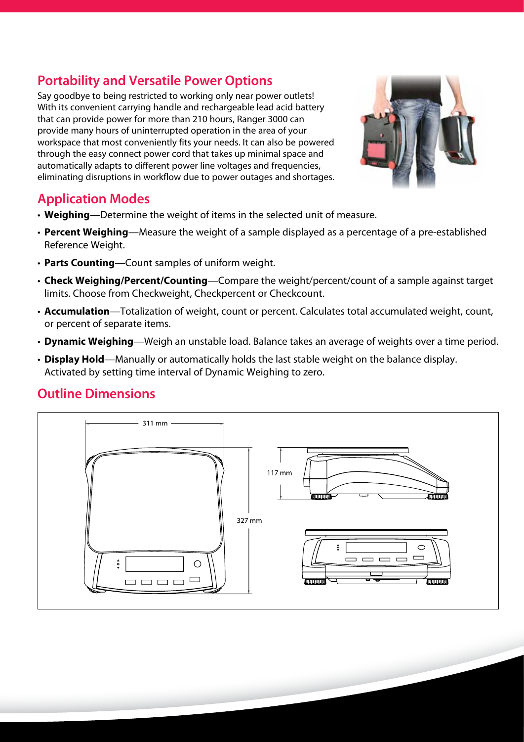## Portability and Versatile Power Options

Say goodbye to being restricted to working only near power outlets! With its convenient carrying handle and rechargeable lead acid battery that can provide power for more than 210 hours, Ranger 3000 can provide many hours of uninterrupted operation in the area of your workspace that most conveniently fits your needs. It can also be powered through the easy connect power cord that takes up minimal space and automatically adapts to different power line voltages and frequencies, eliminating disruptions in workflow due to power outages and shortages.

## Application Modes

- **Weighing**—Determine the weight of items in the selected unit of measure.
- **Percent Weighing**—Measure the weight of a sample displayed as a percentage of a pre-established Reference Weight.
- **Parts Counting**—Count samples of uniform weight.
- **Check Weighing/Percent/Counting**—Compare the weight/percent/count of a sample against target limits. Choose from Checkweight, Checkpercent or Checkcount.
- **Accumulation**—Totalization of weight, count or percent. Calculates total accumulated weight, count, or percent of separate items.
- **Dynamic Weighing**—Weigh an unstable load. Balance takes an average of weights over a time period.
- **Display Hold**—Manually or automatically holds the last stable weight on the balance display. Activated by setting time interval of Dynamic Weighing to zero.

## Outline Dimensions

311 mm

327 mm

117 mm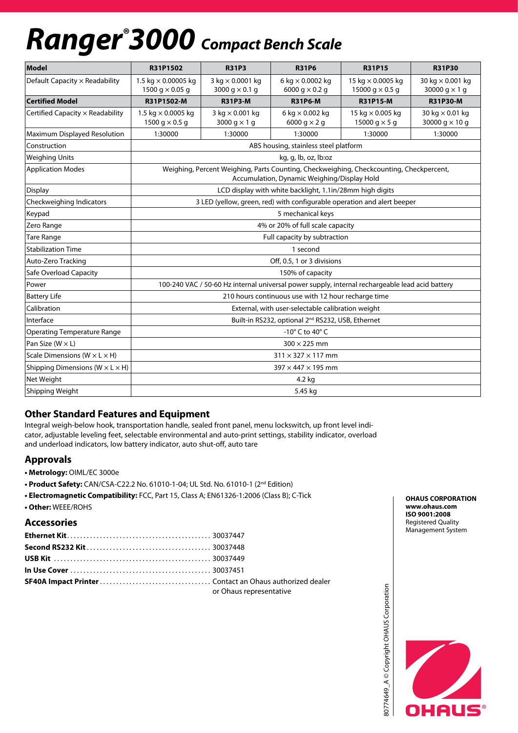# Ranger® 3000 Compact Bench Scale

| Model | R31P1502 | R31P3 | R31P6 | R31P15 | R31P30 |
|---|---|---|---|---|---|
| Default Capacity × Readability | 1.5 kg × 0.00005 kg<br>1500 g × 0.05 g | 3 kg × 0.0001 kg<br>3000 g × 0.1 g | 6 kg × 0.0002 kg<br>6000 g × 0.2 g | 15 kg × 0.0005 kg<br>15000 g × 0.5 g | 30 kg × 0.001 kg<br>30000 g × 1 g |
| **Certified Model** | **R31P1502-M** | **R31P3-M** | **R31P6-M** | **R31P15-M** | **R31P30-M** |
| Certified Capacity × Readability | 1.5 kg × 0.0005 kg<br>1500 g × 0.5 g | 3 kg × 0.001 kg<br>3000 g × 1 g | 6 kg × 0.002 kg<br>6000 g × 2 g | 15 kg × 0.005 kg<br>15000 g × 5 g | 30 kg × 0.01 kg<br>30000 g × 10 g |
| Maximum Displayed Resolution | 1:30000 | 1:30000 | 1:30000 | 1:30000 | 1:30000 |
| Construction | ABS housing, stainless steel platform | | | | |
| Weighing Units | kg, g, lb, oz, lb:oz | | | | |
| Application Modes | Weighing, Percent Weighing, Parts Counting, Checkweighing, Checkcounting, Checkpercent, Accumulation, Dynamic Weighing/Display Hold | | | | |
| Display | LCD display with white backlight, 1.1in/28mm high digits | | | | |
| Checkweighing Indicators | 3 LED (yellow, green, red) with configurable operation and alert beeper | | | | |
| Keypad | 5 mechanical keys | | | | |
| Zero Range | 4% or 20% of full scale capacity | | | | |
| Tare Range | Full capacity by subtraction | | | | |
| Stabilization Time | 1 second | | | | |
| Auto-Zero Tracking | Off, 0.5, 1 or 3 divisions | | | | |
| Safe Overload Capacity | 150% of capacity | | | | |
| Power | 100-240 VAC / 50-60 Hz internal universal power supply, internal rechargeable lead acid battery | | | | |
| Battery Life | 210 hours continuous use with 12 hour recharge time | | | | |
| Calibration | External, with user-selectable calibration weight | | | | |
| Interface | Built-in RS232, optional 2nd RS232, USB, Ethernet | | | | |
| Operating Temperature Range | -10° C to 40° C | | | | |
| Pan Size (W × L) | 300 × 225 mm | | | | |
| Scale Dimensions (W × L × H) | 311 × 327 × 117 mm | | | | |
| Shipping Dimensions (W × L × H) | 397 × 447 × 195 mm | | | | |
| Net Weight | 4.2 kg | | | | |
| Shipping Weight | 5.45 kg | | | | |

## Other Standard Features and Equipment

Integral weigh-below hook, transportation handle, sealed front panel, menu lockswitch, up front level indicator, adjustable leveling feet, selectable environmental and auto-print settings, stability indicator, overload and underload indicators, low battery indicator, auto shut-off, auto tare

## Approvals

- **Metrology:** OIML/EC 3000e
- **Product Safety:** CAN/CSA-C22.2 No. 61010-1-04; UL Std. No. 61010-1 (2nd Edition)
- **Electromagnetic Compatibility:** FCC, Part 15, Class A; EN61326-1:2006 (Class B); C-Tick
- **Other:** WEEE/ROHS

## Accessories

**Ethernet Kit** .......... 30037447
**Second RS232 Kit** .......... 30037448
**USB Kit** .......... 30037449
**In Use Cover** .......... 30037451
**SF40A Impact Printer** .......... Contact an Ohaus authorized dealer or Ohaus representative

**OHAUS CORPORATION**
**www.ohaus.com**
**ISO 9001:2008**
Registered Quality Management System

80774649_A © Copyright OHAUS Corporation

OHAUS®